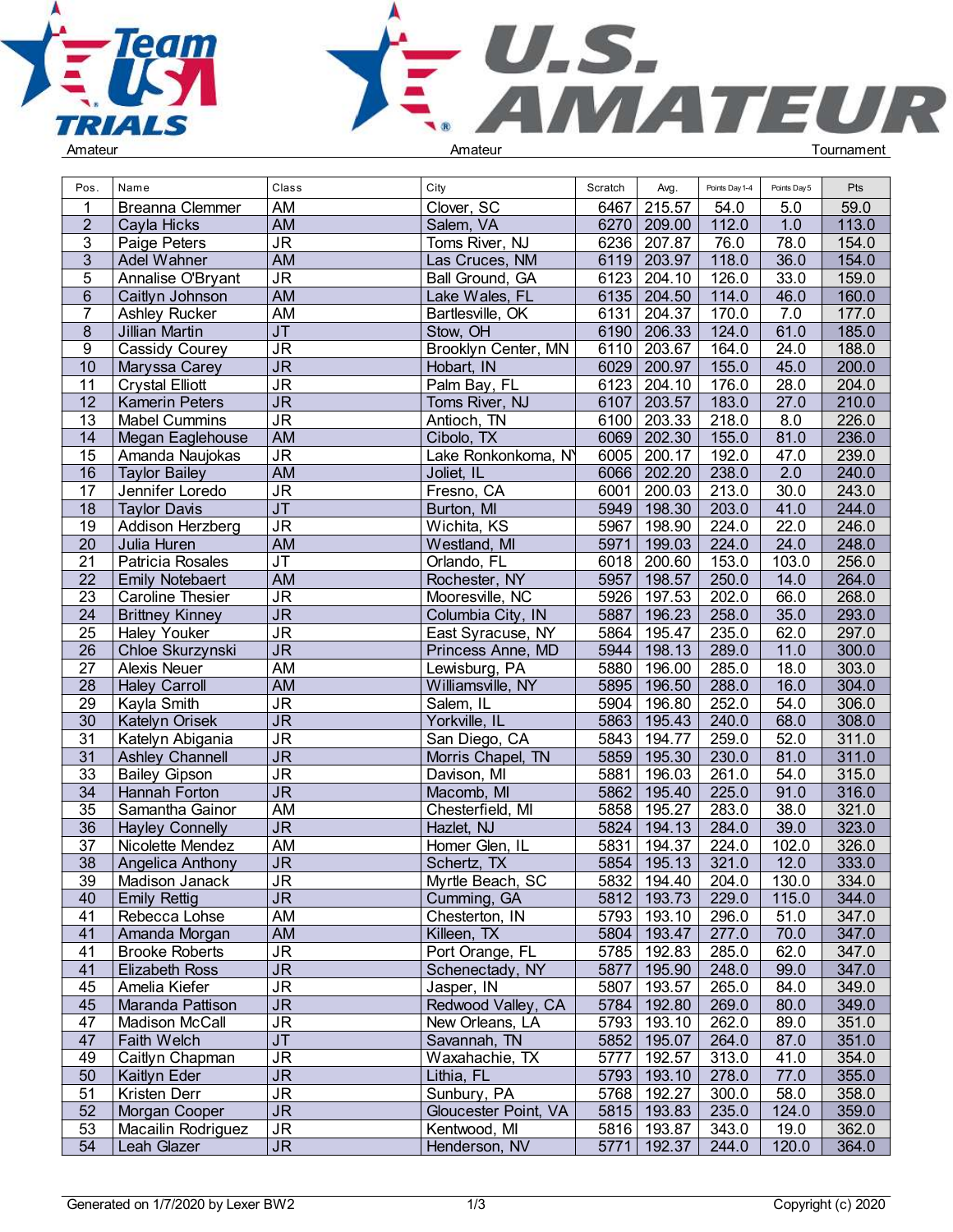Amateur Amateur Tournament

| Pos. | Name | Class | City | Scratch | Avg. | Points Day 1-4 | Points Day 5 | Pts |
|---|---|---|---|---|---|---|---|---|
| 1 | Breanna Clemmer | AM | Clover, SC | 6467 | 215.57 | 54.0 | 5.0 | 59.0 |
| 2 | Cayla Hicks | AM | Salem, VA | 6270 | 209.00 | 112.0 | 1.0 | 113.0 |
| 3 | Paige Peters | JR | Toms River, NJ | 6236 | 207.87 | 76.0 | 78.0 | 154.0 |
| 3 | Adel Wahner | AM | Las Cruces, NM | 6119 | 203.97 | 118.0 | 36.0 | 154.0 |
| 5 | Annalise O'Bryant | JR | Ball Ground, GA | 6123 | 204.10 | 126.0 | 33.0 | 159.0 |
| 6 | Caitlyn Johnson | AM | Lake Wales, FL | 6135 | 204.50 | 114.0 | 46.0 | 160.0 |
| 7 | Ashley Rucker | AM | Bartlesville, OK | 6131 | 204.37 | 170.0 | 7.0 | 177.0 |
| 8 | Jillian Martin | JT | Stow, OH | 6190 | 206.33 | 124.0 | 61.0 | 185.0 |
| 9 | Cassidy Courey | JR | Brooklyn Center, MN | 6110 | 203.67 | 164.0 | 24.0 | 188.0 |
| 10 | Maryssa Carey | JR | Hobart, IN | 6029 | 200.97 | 155.0 | 45.0 | 200.0 |
| 11 | Crystal Elliott | JR | Palm Bay, FL | 6123 | 204.10 | 176.0 | 28.0 | 204.0 |
| 12 | Kamerin Peters | JR | Toms River, NJ | 6107 | 203.57 | 183.0 | 27.0 | 210.0 |
| 13 | Mabel Cummins | JR | Antioch, TN | 6100 | 203.33 | 218.0 | 8.0 | 226.0 |
| 14 | Megan Eaglehouse | AM | Cibolo, TX | 6069 | 202.30 | 155.0 | 81.0 | 236.0 |
| 15 | Amanda Naujokas | JR | Lake Ronkonkoma, NY | 6005 | 200.17 | 192.0 | 47.0 | 239.0 |
| 16 | Taylor Bailey | AM | Joliet, IL | 6066 | 202.20 | 238.0 | 2.0 | 240.0 |
| 17 | Jennifer Loredo | JR | Fresno, CA | 6001 | 200.03 | 213.0 | 30.0 | 243.0 |
| 18 | Taylor Davis | JT | Burton, MI | 5949 | 198.30 | 203.0 | 41.0 | 244.0 |
| 19 | Addison Herzberg | JR | Wichita, KS | 5967 | 198.90 | 224.0 | 22.0 | 246.0 |
| 20 | Julia Huren | AM | Westland, MI | 5971 | 199.03 | 224.0 | 24.0 | 248.0 |
| 21 | Patricia Rosales | JT | Orlando, FL | 6018 | 200.60 | 153.0 | 103.0 | 256.0 |
| 22 | Emily Notebaert | AM | Rochester, NY | 5957 | 198.57 | 250.0 | 14.0 | 264.0 |
| 23 | Caroline Thesier | JR | Mooresville, NC | 5926 | 197.53 | 202.0 | 66.0 | 268.0 |
| 24 | Brittney Kinney | JR | Columbia City, IN | 5887 | 196.23 | 258.0 | 35.0 | 293.0 |
| 25 | Haley Youker | JR | East Syracuse, NY | 5864 | 195.47 | 235.0 | 62.0 | 297.0 |
| 26 | Chloe Skurzynski | JR | Princess Anne, MD | 5944 | 198.13 | 289.0 | 11.0 | 300.0 |
| 27 | Alexis Neuer | AM | Lewisburg, PA | 5880 | 196.00 | 285.0 | 18.0 | 303.0 |
| 28 | Haley Carroll | AM | Williamsville, NY | 5895 | 196.50 | 288.0 | 16.0 | 304.0 |
| 29 | Kayla Smith | JR | Salem, IL | 5904 | 196.80 | 252.0 | 54.0 | 306.0 |
| 30 | Katelyn Orisek | JR | Yorkville, IL | 5863 | 195.43 | 240.0 | 68.0 | 308.0 |
| 31 | Katelyn Abigania | JR | San Diego, CA | 5843 | 194.77 | 259.0 | 52.0 | 311.0 |
| 31 | Ashley Channell | JR | Morris Chapel, TN | 5859 | 195.30 | 230.0 | 81.0 | 311.0 |
| 33 | Bailey Gipson | JR | Davison, MI | 5881 | 196.03 | 261.0 | 54.0 | 315.0 |
| 34 | Hannah Forton | JR | Macomb, MI | 5862 | 195.40 | 225.0 | 91.0 | 316.0 |
| 35 | Samantha Gainor | AM | Chesterfield, MI | 5858 | 195.27 | 283.0 | 38.0 | 321.0 |
| 36 | Hayley Connelly | JR | Hazlet, NJ | 5824 | 194.13 | 284.0 | 39.0 | 323.0 |
| 37 | Nicolette Mendez | AM | Homer Glen, IL | 5831 | 194.37 | 224.0 | 102.0 | 326.0 |
| 38 | Angelica Anthony | JR | Schertz, TX | 5854 | 195.13 | 321.0 | 12.0 | 333.0 |
| 39 | Madison Janack | JR | Myrtle Beach, SC | 5832 | 194.40 | 204.0 | 130.0 | 334.0 |
| 40 | Emily Rettig | JR | Cumming, GA | 5812 | 193.73 | 229.0 | 115.0 | 344.0 |
| 41 | Rebecca Lohse | AM | Chesterton, IN | 5793 | 193.10 | 296.0 | 51.0 | 347.0 |
| 41 | Amanda Morgan | AM | Killeen, TX | 5804 | 193.47 | 277.0 | 70.0 | 347.0 |
| 41 | Brooke Roberts | JR | Port Orange, FL | 5785 | 192.83 | 285.0 | 62.0 | 347.0 |
| 41 | Elizabeth Ross | JR | Schenectady, NY | 5877 | 195.90 | 248.0 | 99.0 | 347.0 |
| 45 | Amelia Kiefer | JR | Jasper, IN | 5807 | 193.57 | 265.0 | 84.0 | 349.0 |
| 45 | Maranda Pattison | JR | Redwood Valley, CA | 5784 | 192.80 | 269.0 | 80.0 | 349.0 |
| 47 | Madison McCall | JR | New Orleans, LA | 5793 | 193.10 | 262.0 | 89.0 | 351.0 |
| 47 | Faith Welch | JT | Savannah, TN | 5852 | 195.07 | 264.0 | 87.0 | 351.0 |
| 49 | Caitlyn Chapman | JR | Waxahachie, TX | 5777 | 192.57 | 313.0 | 41.0 | 354.0 |
| 50 | Kaitlyn Eder | JR | Lithia, FL | 5793 | 193.10 | 278.0 | 77.0 | 355.0 |
| 51 | Kristen Derr | JR | Sunbury, PA | 5768 | 192.27 | 300.0 | 58.0 | 358.0 |
| 52 | Morgan Cooper | JR | Gloucester Point, VA | 5815 | 193.83 | 235.0 | 124.0 | 359.0 |
| 53 | Macailin Rodriguez | JR | Kentwood, MI | 5816 | 193.87 | 343.0 | 19.0 | 362.0 |
| 54 | Leah Glazer | JR | Henderson, NV | 5771 | 192.37 | 244.0 | 120.0 | 364.0 |

Generated on 1/7/2020 by Lexer BW2 Copyright (c) 2020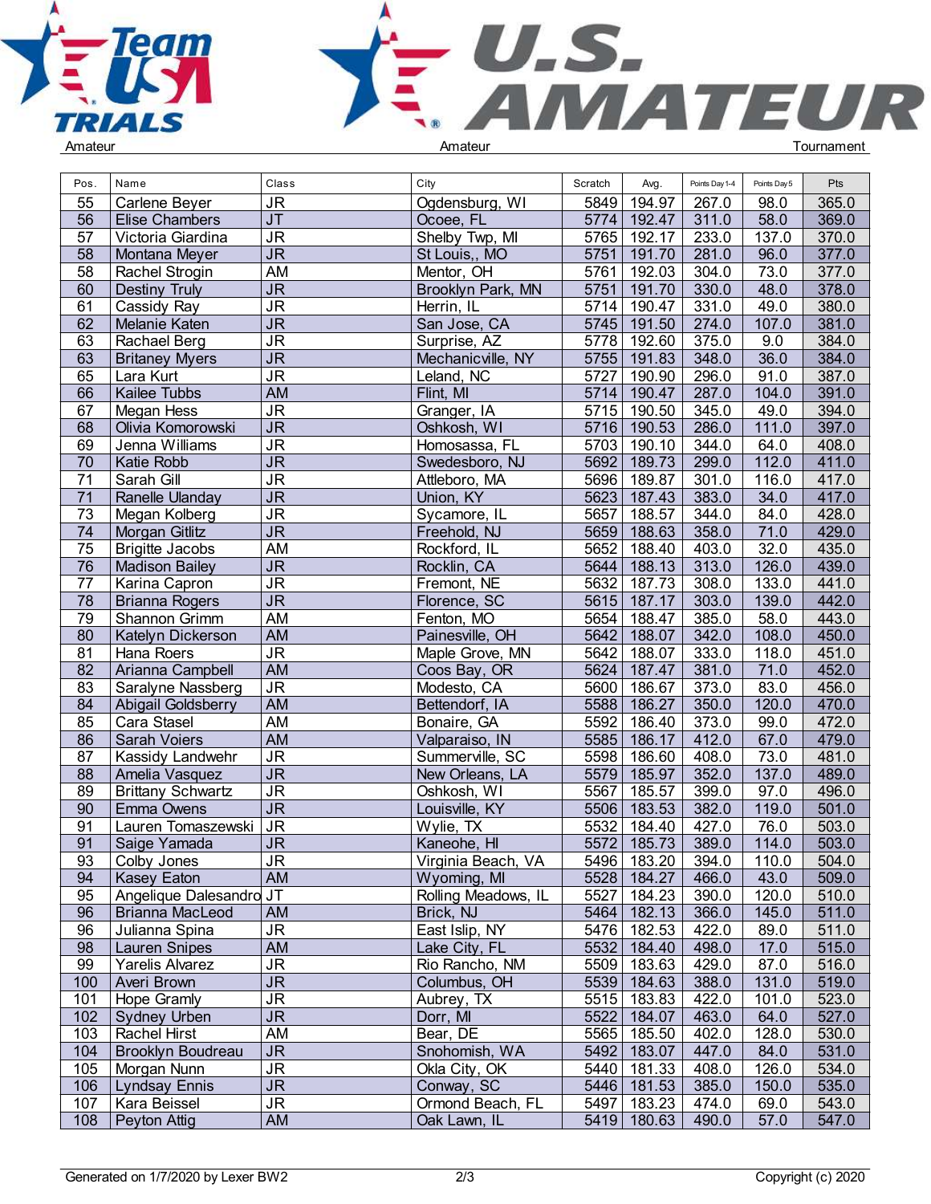| Pos. | Name | Class | City | Scratch | Avg. | Points Day 1-4 | Points Day 5 | Pts |
|---|---|---|---|---|---|---|---|---|
| 55 | Carlene Beyer | JR | Ogdensburg, WI | 5849 | 194.97 | 267.0 | 98.0 | 365.0 |
| 56 | Elise Chambers | JT | Ocoee, FL | 5774 | 192.47 | 311.0 | 58.0 | 369.0 |
| 57 | Victoria Giardina | JR | Shelby Twp, MI | 5765 | 192.17 | 233.0 | 137.0 | 370.0 |
| 58 | Montana Meyer | JR | St Louis,, MO | 5751 | 191.70 | 281.0 | 96.0 | 377.0 |
| 58 | Rachel Strogin | AM | Mentor, OH | 5761 | 192.03 | 304.0 | 73.0 | 377.0 |
| 60 | Destiny Truly | JR | Brooklyn Park, MN | 5751 | 191.70 | 330.0 | 48.0 | 378.0 |
| 61 | Cassidy Ray | JR | Herrin, IL | 5714 | 190.47 | 331.0 | 49.0 | 380.0 |
| 62 | Melanie Katen | JR | San Jose, CA | 5745 | 191.50 | 274.0 | 107.0 | 381.0 |
| 63 | Rachael Berg | JR | Surprise, AZ | 5778 | 192.60 | 375.0 | 9.0 | 384.0 |
| 63 | Britaney Myers | JR | Mechanicville, NY | 5755 | 191.83 | 348.0 | 36.0 | 384.0 |
| 65 | Lara Kurt | JR | Leland, NC | 5727 | 190.90 | 296.0 | 91.0 | 387.0 |
| 66 | Kailee Tubbs | AM | Flint, MI | 5714 | 190.47 | 287.0 | 104.0 | 391.0 |
| 67 | Megan Hess | JR | Granger, IA | 5715 | 190.50 | 345.0 | 49.0 | 394.0 |
| 68 | Olivia Komorowski | JR | Oshkosh, WI | 5716 | 190.53 | 286.0 | 111.0 | 397.0 |
| 69 | Jenna Williams | JR | Homosassa, FL | 5703 | 190.10 | 344.0 | 64.0 | 408.0 |
| 70 | Katie Robb | JR | Swedesboro, NJ | 5692 | 189.73 | 299.0 | 112.0 | 411.0 |
| 71 | Sarah Gill | JR | Attleboro, MA | 5696 | 189.87 | 301.0 | 116.0 | 417.0 |
| 71 | Ranelle Ulanday | JR | Union, KY | 5623 | 187.43 | 383.0 | 34.0 | 417.0 |
| 73 | Megan Kolberg | JR | Sycamore, IL | 5657 | 188.57 | 344.0 | 84.0 | 428.0 |
| 74 | Morgan Gitlitz | JR | Freehold, NJ | 5659 | 188.63 | 358.0 | 71.0 | 429.0 |
| 75 | Brigitte Jacobs | AM | Rockford, IL | 5652 | 188.40 | 403.0 | 32.0 | 435.0 |
| 76 | Madison Bailey | JR | Rocklin, CA | 5644 | 188.13 | 313.0 | 126.0 | 439.0 |
| 77 | Karina Capron | JR | Fremont, NE | 5632 | 187.73 | 308.0 | 133.0 | 441.0 |
| 78 | Brianna Rogers | JR | Florence, SC | 5615 | 187.17 | 303.0 | 139.0 | 442.0 |
| 79 | Shannon Grimm | AM | Fenton, MO | 5654 | 188.47 | 385.0 | 58.0 | 443.0 |
| 80 | Katelyn Dickerson | AM | Painesville, OH | 5642 | 188.07 | 342.0 | 108.0 | 450.0 |
| 81 | Hana Roers | JR | Maple Grove, MN | 5642 | 188.07 | 333.0 | 118.0 | 451.0 |
| 82 | Arianna Campbell | AM | Coos Bay, OR | 5624 | 187.47 | 381.0 | 71.0 | 452.0 |
| 83 | Saralyne Nassberg | JR | Modesto, CA | 5600 | 186.67 | 373.0 | 83.0 | 456.0 |
| 84 | Abigail Goldsberry | AM | Bettendorf, IA | 5588 | 186.27 | 350.0 | 120.0 | 470.0 |
| 85 | Cara Stasel | AM | Bonaire, GA | 5592 | 186.40 | 373.0 | 99.0 | 472.0 |
| 86 | Sarah Voiers | AM | Valparaiso, IN | 5585 | 186.17 | 412.0 | 67.0 | 479.0 |
| 87 | Kassidy Landwehr | JR | Summerville, SC | 5598 | 186.60 | 408.0 | 73.0 | 481.0 |
| 88 | Amelia Vasquez | JR | New Orleans, LA | 5579 | 185.97 | 352.0 | 137.0 | 489.0 |
| 89 | Brittany Schwartz | JR | Oshkosh, WI | 5567 | 185.57 | 399.0 | 97.0 | 496.0 |
| 90 | Emma Owens | JR | Louisville, KY | 5506 | 183.53 | 382.0 | 119.0 | 501.0 |
| 91 | Lauren Tomaszewski | JR | Wylie, TX | 5532 | 184.40 | 427.0 | 76.0 | 503.0 |
| 91 | Saige Yamada | JR | Kaneohe, HI | 5572 | 185.73 | 389.0 | 114.0 | 503.0 |
| 93 | Colby Jones | JR | Virginia Beach, VA | 5496 | 183.20 | 394.0 | 110.0 | 504.0 |
| 94 | Kasey Eaton | AM | Wyoming, MI | 5528 | 184.27 | 466.0 | 43.0 | 509.0 |
| 95 | Angelique Dalesandro | JT | Rolling Meadows, IL | 5527 | 184.23 | 390.0 | 120.0 | 510.0 |
| 96 | Brianna MacLeod | AM | Brick, NJ | 5464 | 182.13 | 366.0 | 145.0 | 511.0 |
| 96 | Julianna Spina | JR | East Islip, NY | 5476 | 182.53 | 422.0 | 89.0 | 511.0 |
| 98 | Lauren Snipes | AM | Lake City, FL | 5532 | 184.40 | 498.0 | 17.0 | 515.0 |
| 99 | Yarelis Alvarez | JR | Rio Rancho, NM | 5509 | 183.63 | 429.0 | 87.0 | 516.0 |
| 100 | Averi Brown | JR | Columbus, OH | 5539 | 184.63 | 388.0 | 131.0 | 519.0 |
| 101 | Hope Gramly | JR | Aubrey, TX | 5515 | 183.83 | 422.0 | 101.0 | 523.0 |
| 102 | Sydney Urben | JR | Dorr, MI | 5522 | 184.07 | 463.0 | 64.0 | 527.0 |
| 103 | Rachel Hirst | AM | Bear, DE | 5565 | 185.50 | 402.0 | 128.0 | 530.0 |
| 104 | Brooklyn Boudreau | JR | Snohomish, WA | 5492 | 183.07 | 447.0 | 84.0 | 531.0 |
| 105 | Morgan Nunn | JR | Okla City, OK | 5440 | 181.33 | 408.0 | 126.0 | 534.0 |
| 106 | Lyndsay Ennis | JR | Conway, SC | 5446 | 181.53 | 385.0 | 150.0 | 535.0 |
| 107 | Kara Beissel | JR | Ormond Beach, FL | 5497 | 183.23 | 474.0 | 69.0 | 543.0 |
| 108 | Peyton Attig | AM | Oak Lawn, IL | 5419 | 180.63 | 490.0 | 57.0 | 547.0 |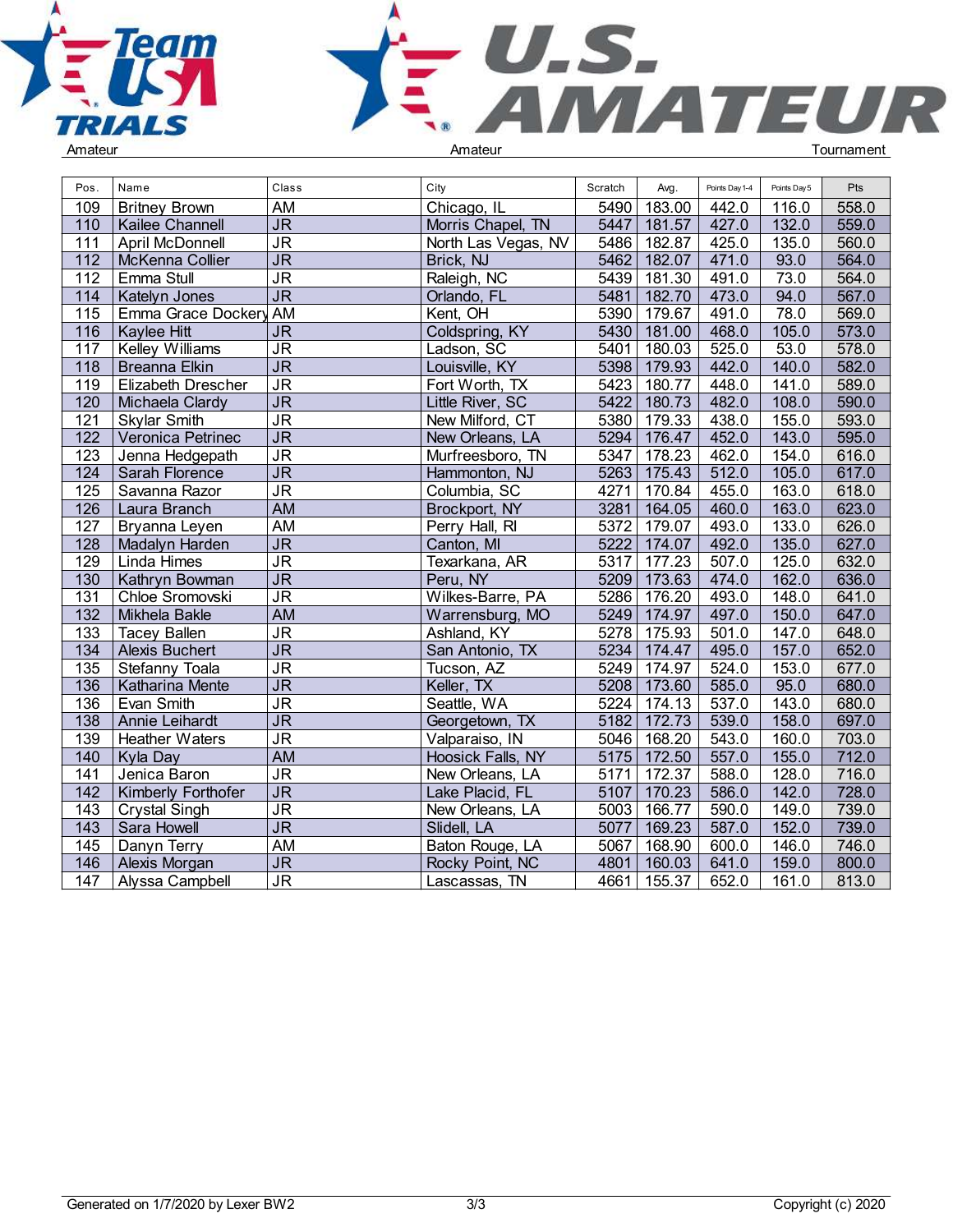Amateur Amateur Tournament

| Pos. | Name | Class | City | Scratch | Avg. | Points Day 1-4 | Points Day 5 | Pts |
|---|---|---|---|---|---|---|---|---|
| 109 | Britney Brown | AM | Chicago, IL | 5490 | 183.00 | 442.0 | 116.0 | 558.0 |
| 110 | Kailee Channell | JR | Morris Chapel, TN | 5447 | 181.57 | 427.0 | 132.0 | 559.0 |
| 111 | April McDonnell | JR | North Las Vegas, NV | 5486 | 182.87 | 425.0 | 135.0 | 560.0 |
| 112 | McKenna Collier | JR | Brick, NJ | 5462 | 182.07 | 471.0 | 93.0 | 564.0 |
| 112 | Emma Stull | JR | Raleigh, NC | 5439 | 181.30 | 491.0 | 73.0 | 564.0 |
| 114 | Katelyn Jones | JR | Orlando, FL | 5481 | 182.70 | 473.0 | 94.0 | 567.0 |
| 115 | Emma Grace Dockery | AM | Kent, OH | 5390 | 179.67 | 491.0 | 78.0 | 569.0 |
| 116 | Kaylee Hitt | JR | Coldspring, KY | 5430 | 181.00 | 468.0 | 105.0 | 573.0 |
| 117 | Kelley Williams | JR | Ladson, SC | 5401 | 180.03 | 525.0 | 53.0 | 578.0 |
| 118 | Breanna Elkin | JR | Louisville, KY | 5398 | 179.93 | 442.0 | 140.0 | 582.0 |
| 119 | Elizabeth Drescher | JR | Fort Worth, TX | 5423 | 180.77 | 448.0 | 141.0 | 589.0 |
| 120 | Michaela Clardy | JR | Little River, SC | 5422 | 180.73 | 482.0 | 108.0 | 590.0 |
| 121 | Skylar Smith | JR | New Milford, CT | 5380 | 179.33 | 438.0 | 155.0 | 593.0 |
| 122 | Veronica Petrinec | JR | New Orleans, LA | 5294 | 176.47 | 452.0 | 143.0 | 595.0 |
| 123 | Jenna Hedgepath | JR | Murfreesboro, TN | 5347 | 178.23 | 462.0 | 154.0 | 616.0 |
| 124 | Sarah Florence | JR | Hammonton, NJ | 5263 | 175.43 | 512.0 | 105.0 | 617.0 |
| 125 | Savanna Razor | JR | Columbia, SC | 4271 | 170.84 | 455.0 | 163.0 | 618.0 |
| 126 | Laura Branch | AM | Brockport, NY | 3281 | 164.05 | 460.0 | 163.0 | 623.0 |
| 127 | Bryanna Leyen | AM | Perry Hall, RI | 5372 | 179.07 | 493.0 | 133.0 | 626.0 |
| 128 | Madalyn Harden | JR | Canton, MI | 5222 | 174.07 | 492.0 | 135.0 | 627.0 |
| 129 | Linda Himes | JR | Texarkana, AR | 5317 | 177.23 | 507.0 | 125.0 | 632.0 |
| 130 | Kathryn Bowman | JR | Peru, NY | 5209 | 173.63 | 474.0 | 162.0 | 636.0 |
| 131 | Chloe Sromovski | JR | Wilkes-Barre, PA | 5286 | 176.20 | 493.0 | 148.0 | 641.0 |
| 132 | Mikhela Bakle | AM | Warrensburg, MO | 5249 | 174.97 | 497.0 | 150.0 | 647.0 |
| 133 | Tacey Ballen | JR | Ashland, KY | 5278 | 175.93 | 501.0 | 147.0 | 648.0 |
| 134 | Alexis Buchert | JR | San Antonio, TX | 5234 | 174.47 | 495.0 | 157.0 | 652.0 |
| 135 | Stefanny Toala | JR | Tucson, AZ | 5249 | 174.97 | 524.0 | 153.0 | 677.0 |
| 136 | Katharina Mente | JR | Keller, TX | 5208 | 173.60 | 585.0 | 95.0 | 680.0 |
| 136 | Evan Smith | JR | Seattle, WA | 5224 | 174.13 | 537.0 | 143.0 | 680.0 |
| 138 | Annie Leihardt | JR | Georgetown, TX | 5182 | 172.73 | 539.0 | 158.0 | 697.0 |
| 139 | Heather Waters | JR | Valparaiso, IN | 5046 | 168.20 | 543.0 | 160.0 | 703.0 |
| 140 | Kyla Day | AM | Hoosick Falls, NY | 5175 | 172.50 | 557.0 | 155.0 | 712.0 |
| 141 | Jenica Baron | JR | New Orleans, LA | 5171 | 172.37 | 588.0 | 128.0 | 716.0 |
| 142 | Kimberly Forthofer | JR | Lake Placid, FL | 5107 | 170.23 | 586.0 | 142.0 | 728.0 |
| 143 | Crystal Singh | JR | New Orleans, LA | 5003 | 166.77 | 590.0 | 149.0 | 739.0 |
| 143 | Sara Howell | JR | Slidell, LA | 5077 | 169.23 | 587.0 | 152.0 | 739.0 |
| 145 | Danyn Terry | AM | Baton Rouge, LA | 5067 | 168.90 | 600.0 | 146.0 | 746.0 |
| 146 | Alexis Morgan | JR | Rocky Point, NC | 4801 | 160.03 | 641.0 | 159.0 | 800.0 |
| 147 | Alyssa Campbell | JR | Lascassas, TN | 4661 | 155.37 | 652.0 | 161.0 | 813.0 |

Generated on 1/7/2020 by Lexer BW2 Copyright (c) 2020